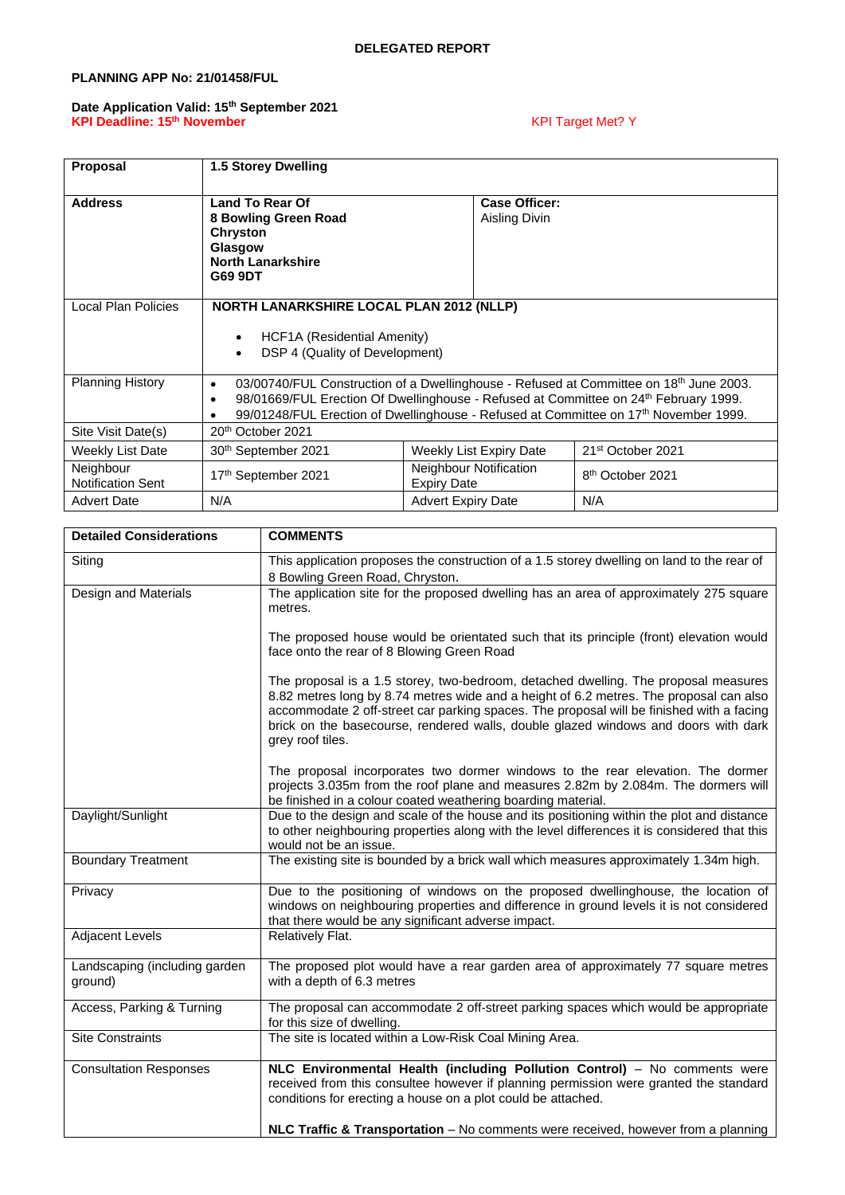**DELEGATED REPORT**

**PLANNING APP No: 21/01458/FUL**

**Date Application Valid: 15th September 2021**
**KPI Deadline: 15th November** KPI Target Met? Y

| **Proposal** | **1.5 Storey Dwelling** | | |
|---|---|---|---|
| **Address** | **Land To Rear Of 8 Bowling Green Road Chryston Glasgow North Lanarkshire G69 9DT** | **Case Officer:** Aisling Divin | |
| Local Plan Policies | **NORTH LANARKSHIRE LOCAL PLAN 2012 (NLLP)** <br> • HCF1A (Residential Amenity) <br> • DSP 4 (Quality of Development) | | |
| Planning History | • 03/00740/FUL Construction of a Dwellinghouse - Refused at Committee on 18th June 2003. <br> • 98/01669/FUL Erection Of Dwellinghouse - Refused at Committee on 24th February 1999. <br> • 99/01248/FUL Erection of Dwellinghouse - Refused at Committee on 17th November 1999. | | |
| Site Visit Date(s) | 20th October 2021 | | |
| Weekly List Date | 30th September 2021 | Weekly List Expiry Date | 21st October 2021 |
| Neighbour Notification Sent | 17th September 2021 | Neighbour Notification Expiry Date | 8th October 2021 |
| Advert Date | N/A | Advert Expiry Date | N/A |

| **Detailed Considerations** | **COMMENTS** |
|---|---|
| Siting | This application proposes the construction of a 1.5 storey dwelling on land to the rear of 8 Bowling Green Road, Chryston. |
| Design and Materials | The application site for the proposed dwelling has an area of approximately 275 square metres. <br><br> The proposed house would be orientated such that its principle (front) elevation would face onto the rear of 8 Blowing Green Road <br><br> The proposal is a 1.5 storey, two-bedroom, detached dwelling. The proposal measures 8.82 metres long by 8.74 metres wide and a height of 6.2 metres. The proposal can also accommodate 2 off-street car parking spaces. The proposal will be finished with a facing brick on the basecourse, rendered walls, double glazed windows and doors with dark grey roof tiles. <br><br> The proposal incorporates two dormer windows to the rear elevation. The dormer projects 3.035m from the roof plane and measures 2.82m by 2.084m. The dormers will be finished in a colour coated weathering boarding material. |
| Daylight/Sunlight | Due to the design and scale of the house and its positioning within the plot and distance to other neighbouring properties along with the level differences it is considered that this would not be an issue. |
| Boundary Treatment | The existing site is bounded by a brick wall which measures approximately 1.34m high. |
| Privacy | Due to the positioning of windows on the proposed dwellinghouse, the location of windows on neighbouring properties and difference in ground levels it is not considered that there would be any significant adverse impact. |
| Adjacent Levels | Relatively Flat. |
| Landscaping (including garden ground) | The proposed plot would have a rear garden area of approximately 77 square metres with a depth of 6.3 metres |
| Access, Parking & Turning | The proposal can accommodate 2 off-street parking spaces which would be appropriate for this size of dwelling. |
| Site Constraints | The site is located within a Low-Risk Coal Mining Area. |
| Consultation Responses | **NLC Environmental Health (including Pollution Control)** – No comments were received from this consultee however if planning permission were granted the standard conditions for erecting a house on a plot could be attached. <br><br> **NLC Traffic & Transportation** – No comments were received, however from a planning |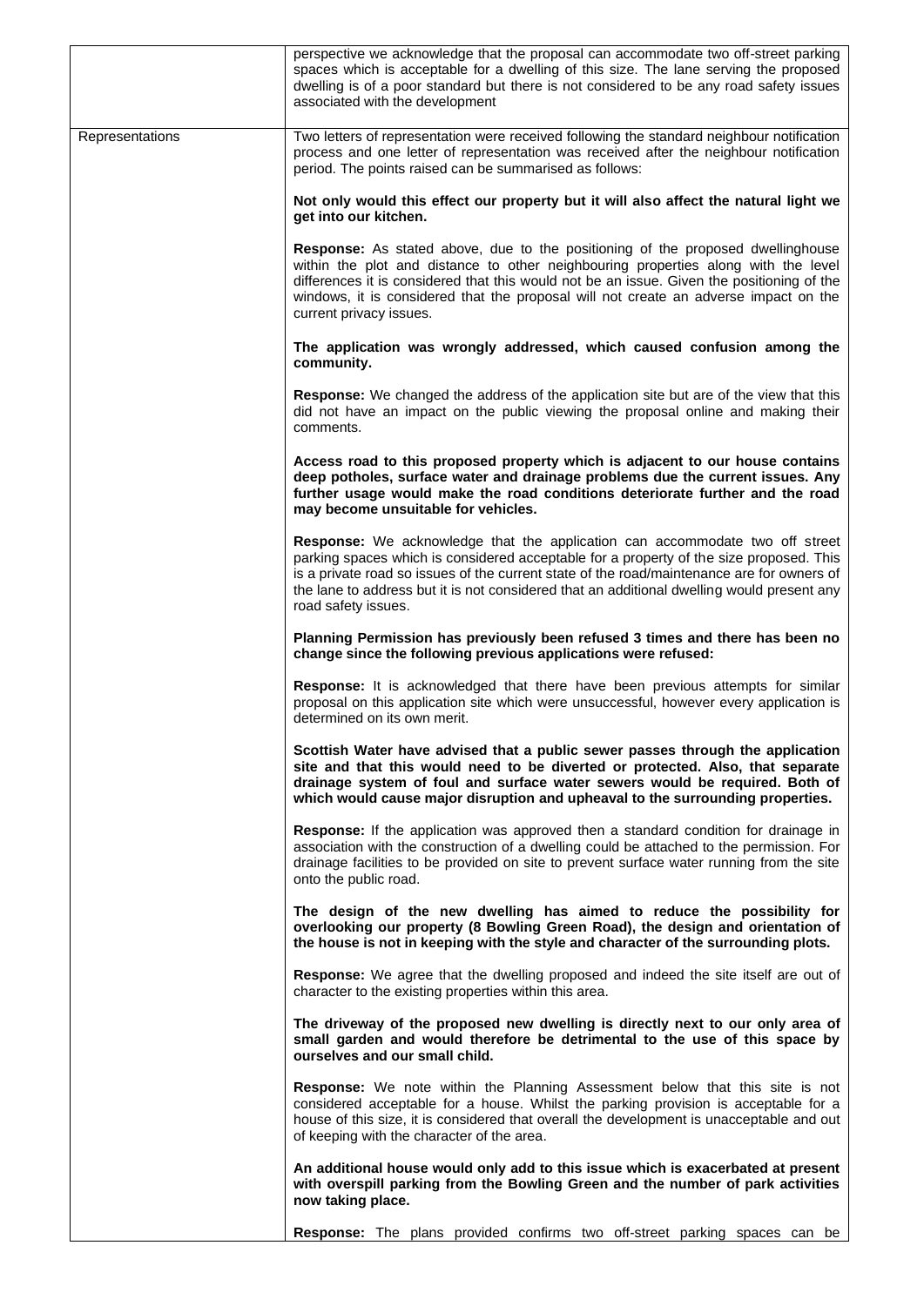| | |
|---|---|
| | perspective we acknowledge that the proposal can accommodate two off-street parking spaces which is acceptable for a dwelling of this size. The lane serving the proposed dwelling is of a poor standard but there is not considered to be any road safety issues associated with the development |
| Representations | Two letters of representation were received following the standard neighbour notification process and one letter of representation was received after the neighbour notification period. The points raised can be summarised as follows:<br><br>**Not only would this effect our property but it will also affect the natural light we get into our kitchen.**<br><br>**Response:** As stated above, due to the positioning of the proposed dwellinghouse within the plot and distance to other neighbouring properties along with the level differences it is considered that this would not be an issue. Given the positioning of the windows, it is considered that the proposal will not create an adverse impact on the current privacy issues.<br><br>**The application was wrongly addressed, which caused confusion among the community.**<br><br>**Response:** We changed the address of the application site but are of the view that this did not have an impact on the public viewing the proposal online and making their comments.<br><br>**Access road to this proposed property which is adjacent to our house contains deep potholes, surface water and drainage problems due the current issues. Any further usage would make the road conditions deteriorate further and the road may become unsuitable for vehicles.**<br><br>**Response:** We acknowledge that the application can accommodate two off street parking spaces which is considered acceptable for a property of the size proposed. This is a private road so issues of the current state of the road/maintenance are for owners of the lane to address but it is not considered that an additional dwelling would present any road safety issues.<br><br>**Planning Permission has previously been refused 3 times and there has been no change since the following previous applications were refused:**<br><br>**Response:** It is acknowledged that there have been previous attempts for similar proposal on this application site which were unsuccessful, however every application is determined on its own merit.<br><br>**Scottish Water have advised that a public sewer passes through the application site and that this would need to be diverted or protected. Also, that separate drainage system of foul and surface water sewers would be required. Both of which would cause major disruption and upheaval to the surrounding properties.**<br><br>**Response:** If the application was approved then a standard condition for drainage in association with the construction of a dwelling could be attached to the permission. For drainage facilities to be provided on site to prevent surface water running from the site onto the public road.<br><br>**The design of the new dwelling has aimed to reduce the possibility for overlooking our property (8 Bowling Green Road), the design and orientation of the house is not in keeping with the style and character of the surrounding plots.**<br><br>**Response:** We agree that the dwelling proposed and indeed the site itself are out of character to the existing properties within this area.<br><br>**The driveway of the proposed new dwelling is directly next to our only area of small garden and would therefore be detrimental to the use of this space by ourselves and our small child.**<br><br>**Response:** We note within the Planning Assessment below that this site is not considered acceptable for a house. Whilst the parking provision is acceptable for a house of this size, it is considered that overall the development is unacceptable and out of keeping with the character of the area.<br><br>**An additional house would only add to this issue which is exacerbated at present with overspill parking from the Bowling Green and the number of park activities now taking place.**<br><br>**Response:** The plans provided confirms two off-street parking spaces can be |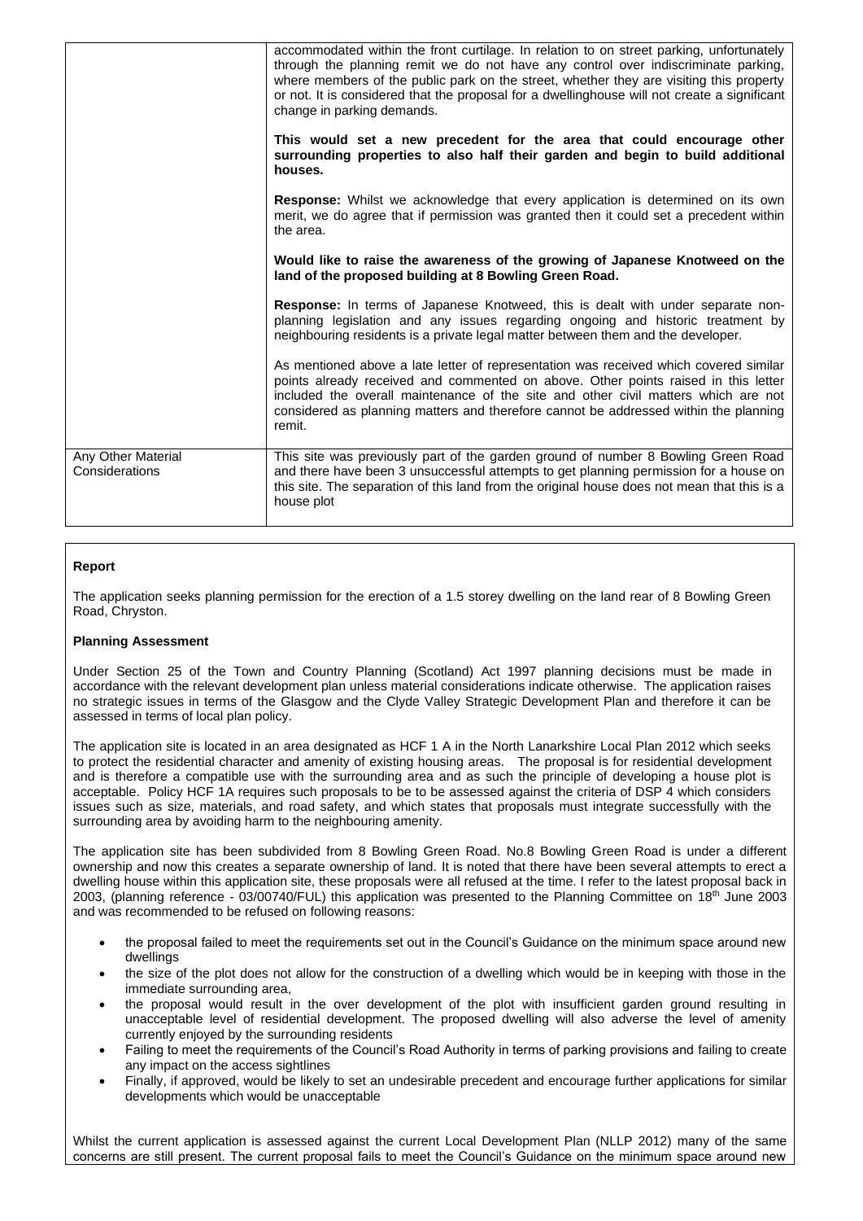| | |
|---|---|
| | accommodated within the front curtilage. In relation to on street parking, unfortunately through the planning remit we do not have any control over indiscriminate parking, where members of the public park on the street, whether they are visiting this property or not. It is considered that the proposal for a dwellinghouse will not create a significant change in parking demands.<br><br>**This would set a new precedent for the area that could encourage other surrounding properties to also half their garden and begin to build additional houses.**<br><br>**Response:** Whilst we acknowledge that every application is determined on its own merit, we do agree that if permission was granted then it could set a precedent within the area.<br><br>**Would like to raise the awareness of the growing of Japanese Knotweed on the land of the proposed building at 8 Bowling Green Road.**<br><br>**Response:** In terms of Japanese Knotweed, this is dealt with under separate non-planning legislation and any issues regarding ongoing and historic treatment by neighbouring residents is a private legal matter between them and the developer.<br><br>As mentioned above a late letter of representation was received which covered similar points already received and commented on above. Other points raised in this letter included the overall maintenance of the site and other civil matters which are not considered as planning matters and therefore cannot be addressed within the planning remit. |
| Any Other Material Considerations | This site was previously part of the garden ground of number 8 Bowling Green Road and there have been 3 unsuccessful attempts to get planning permission for a house on this site. The separation of this land from the original house does not mean that this is a house plot |

**Report**

The application seeks planning permission for the erection of a 1.5 storey dwelling on the land rear of 8 Bowling Green Road, Chryston.

**Planning Assessment**

Under Section 25 of the Town and Country Planning (Scotland) Act 1997 planning decisions must be made in accordance with the relevant development plan unless material considerations indicate otherwise. The application raises no strategic issues in terms of the Glasgow and the Clyde Valley Strategic Development Plan and therefore it can be assessed in terms of local plan policy.

The application site is located in an area designated as HCF 1 A in the North Lanarkshire Local Plan 2012 which seeks to protect the residential character and amenity of existing housing areas. The proposal is for residential development and is therefore a compatible use with the surrounding area and as such the principle of developing a house plot is acceptable. Policy HCF 1A requires such proposals to be to be assessed against the criteria of DSP 4 which considers issues such as size, materials, and road safety, and which states that proposals must integrate successfully with the surrounding area by avoiding harm to the neighbouring amenity.

The application site has been subdivided from 8 Bowling Green Road. No.8 Bowling Green Road is under a different ownership and now this creates a separate ownership of land. It is noted that there have been several attempts to erect a dwelling house within this application site, these proposals were all refused at the time. I refer to the latest proposal back in 2003, (planning reference - 03/00740/FUL) this application was presented to the Planning Committee on 18th June 2003 and was recommended to be refused on following reasons:

- the proposal failed to meet the requirements set out in the Council's Guidance on the minimum space around new dwellings
- the size of the plot does not allow for the construction of a dwelling which would be in keeping with those in the immediate surrounding area,
- the proposal would result in the over development of the plot with insufficient garden ground resulting in unacceptable level of residential development. The proposed dwelling will also adverse the level of amenity currently enjoyed by the surrounding residents
- Failing to meet the requirements of the Council's Road Authority in terms of parking provisions and failing to create any impact on the access sightlines
- Finally, if approved, would be likely to set an undesirable precedent and encourage further applications for similar developments which would be unacceptable

Whilst the current application is assessed against the current Local Development Plan (NLLP 2012) many of the same concerns are still present. The current proposal fails to meet the Council's Guidance on the minimum space around new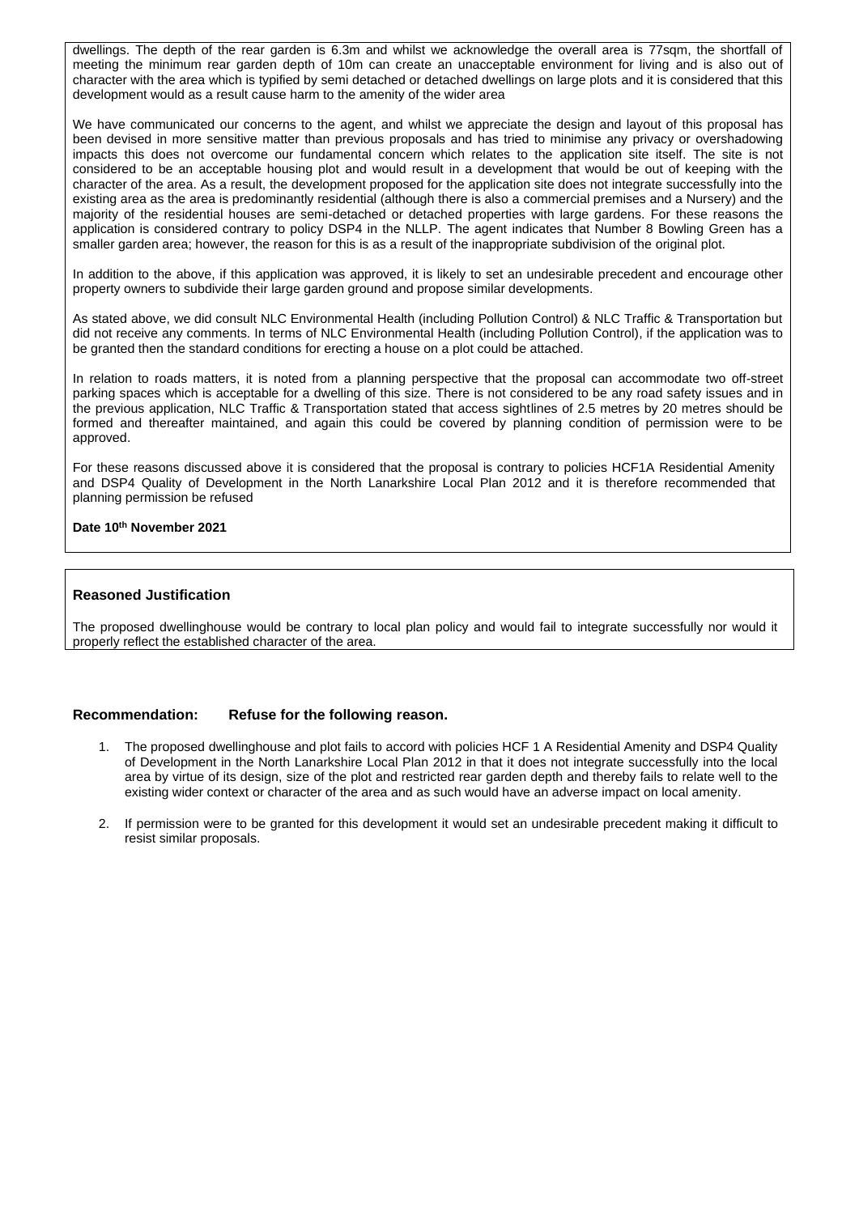dwellings. The depth of the rear garden is 6.3m and whilst we acknowledge the overall area is 77sqm, the shortfall of meeting the minimum rear garden depth of 10m can create an unacceptable environment for living and is also out of character with the area which is typified by semi detached or detached dwellings on large plots and it is considered that this development would as a result cause harm to the amenity of the wider area

We have communicated our concerns to the agent, and whilst we appreciate the design and layout of this proposal has been devised in more sensitive matter than previous proposals and has tried to minimise any privacy or overshadowing impacts this does not overcome our fundamental concern which relates to the application site itself. The site is not considered to be an acceptable housing plot and would result in a development that would be out of keeping with the character of the area. As a result, the development proposed for the application site does not integrate successfully into the existing area as the area is predominantly residential (although there is also a commercial premises and a Nursery) and the majority of the residential houses are semi-detached or detached properties with large gardens. For these reasons the application is considered contrary to policy DSP4 in the NLLP. The agent indicates that Number 8 Bowling Green has a smaller garden area; however, the reason for this is as a result of the inappropriate subdivision of the original plot.

In addition to the above, if this application was approved, it is likely to set an undesirable precedent and encourage other property owners to subdivide their large garden ground and propose similar developments.

As stated above, we did consult NLC Environmental Health (including Pollution Control) & NLC Traffic & Transportation but did not receive any comments. In terms of NLC Environmental Health (including Pollution Control), if the application was to be granted then the standard conditions for erecting a house on a plot could be attached.

In relation to roads matters, it is noted from a planning perspective that the proposal can accommodate two off-street parking spaces which is acceptable for a dwelling of this size. There is not considered to be any road safety issues and in the previous application, NLC Traffic & Transportation stated that access sightlines of 2.5 metres by 20 metres should be formed and thereafter maintained, and again this could be covered by planning condition of permission were to be approved.

For these reasons discussed above it is considered that the proposal is contrary to policies HCF1A Residential Amenity and DSP4 Quality of Development in the North Lanarkshire Local Plan 2012 and it is therefore recommended that planning permission be refused

**Date 10th November 2021**

**Reasoned Justification**

The proposed dwellinghouse would be contrary to local plan policy and would fail to integrate successfully nor would it properly reflect the established character of the area.

**Recommendation: Refuse for the following reason.**

1. The proposed dwellinghouse and plot fails to accord with policies HCF 1 A Residential Amenity and DSP4 Quality of Development in the North Lanarkshire Local Plan 2012 in that it does not integrate successfully into the local area by virtue of its design, size of the plot and restricted rear garden depth and thereby fails to relate well to the existing wider context or character of the area and as such would have an adverse impact on local amenity.

2. If permission were to be granted for this development it would set an undesirable precedent making it difficult to resist similar proposals.